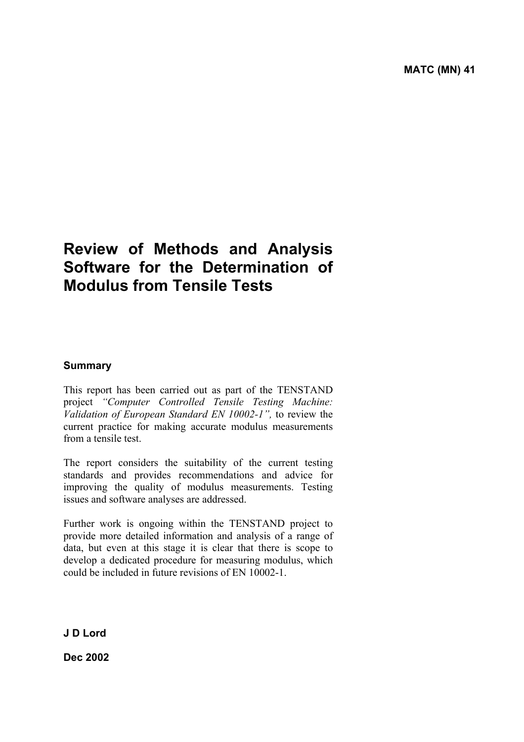MATC (MN) 41

# Review of Methods and Analysis Software for the Determination of Modulus from Tensile Tests

## Summary

This report has been carried out as part of the TENSTAND project *"Computer Controlled Tensile Testing Machine: Validation of European Standard EN 10002-1",* to review the current practice for making accurate modulus measurements from a tensile test.

The report considers the suitability of the current testing standards and provides recommendations and advice for improving the quality of modulus measurements. Testing issues and software analyses are addressed.

Further work is ongoing within the TENSTAND project to provide more detailed information and analysis of a range of data, but even at this stage it is clear that there is scope to develop a dedicated procedure for measuring modulus, which could be included in future revisions of EN 10002-1.

**J D Lord**

**Dec 2002**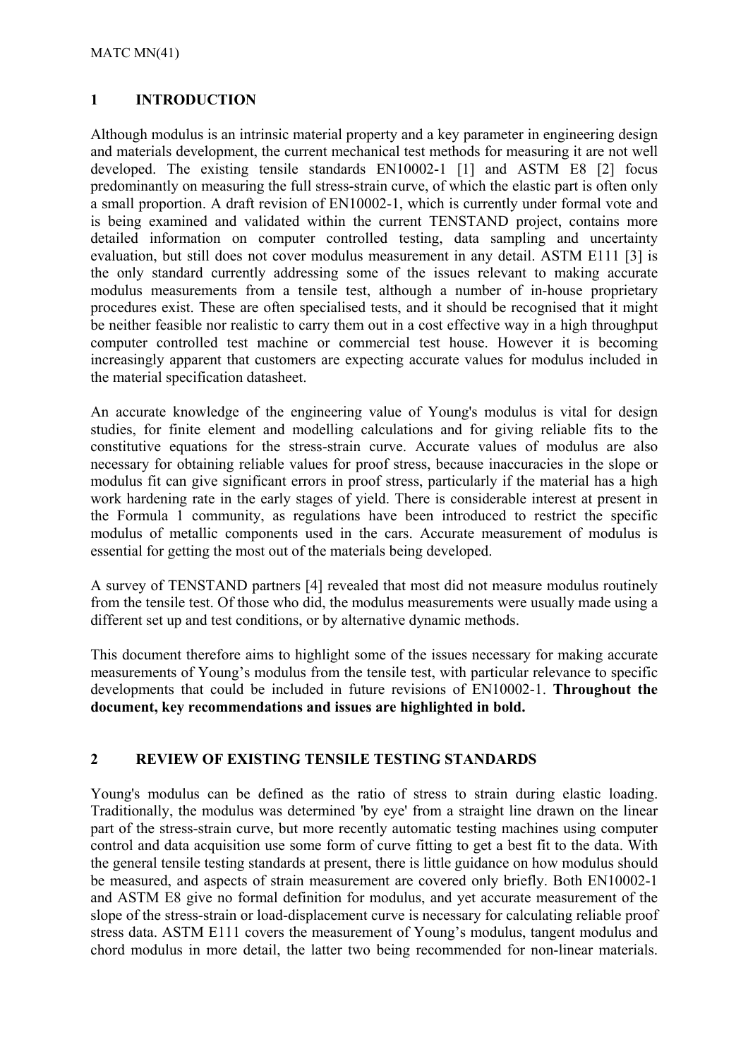## 1 INTRODUCTION

Although modulus is an intrinsic material property and a key parameter in engineering design and materials development, the current mechanical test methods for measuring it are not well developed. The existing tensile standards EN10002-1 [1] and ASTM E8 [2] focus predominantly on measuring the full stress-strain curve, of which the elastic part is often only a small proportion. A draft revision of EN10002-1, which is currently under formal vote and is being examined and validated within the current TENSTAND project, contains more detailed information on computer controlled testing, data sampling and uncertainty evaluation, but still does not cover modulus measurement in any detail. ASTM E111 [3] is the only standard currently addressing some of the issues relevant to making accurate modulus measurements from a tensile test, although a number of in-house proprietary procedures exist. These are often specialised tests, and it should be recognised that it might be neither feasible nor realistic to carry them out in a cost effective way in a high throughput computer controlled test machine or commercial test house. However it is becoming increasingly apparent that customers are expecting accurate values for modulus included in the material specification datasheet.

An accurate knowledge of the engineering value of Young's modulus is vital for design studies, for finite element and modelling calculations and for giving reliable fits to the constitutive equations for the stress-strain curve. Accurate values of modulus are also necessary for obtaining reliable values for proof stress, because inaccuracies in the slope or modulus fit can give significant errors in proof stress, particularly if the material has a high work hardening rate in the early stages of yield. There is considerable interest at present in the Formula 1 community, as regulations have been introduced to restrict the specific modulus of metallic components used in the cars. Accurate measurement of modulus is essential for getting the most out of the materials being developed.

A survey of TENSTAND partners [4] revealed that most did not measure modulus routinely from the tensile test. Of those who did, the modulus measurements were usually made using a different set up and test conditions, or by alternative dynamic methods.

This document therefore aims to highlight some of the issues necessary for making accurate measurements of Young's modulus from the tensile test, with particular relevance to specific developments that could be included in future revisions of EN10002-1. **Throughout the document, key recommendations and issues are highlighted in bold.**

## 2 REVIEW OF EXISTING TENSILE TESTING STANDARDS

Young's modulus can be defined as the ratio of stress to strain during elastic loading. Traditionally, the modulus was determined 'by eye' from a straight line drawn on the linear part of the stress-strain curve, but more recently automatic testing machines using computer control and data acquisition use some form of curve fitting to get a best fit to the data. With the general tensile testing standards at present, there is little guidance on how modulus should be measured, and aspects of strain measurement are covered only briefly. Both EN10002-1 and ASTM E8 give no formal definition for modulus, and yet accurate measurement of the slope of the stress-strain or load-displacement curve is necessary for calculating reliable proof stress data. ASTM E111 covers the measurement of Young's modulus, tangent modulus and chord modulus in more detail, the latter two being recommended for non-linear materials.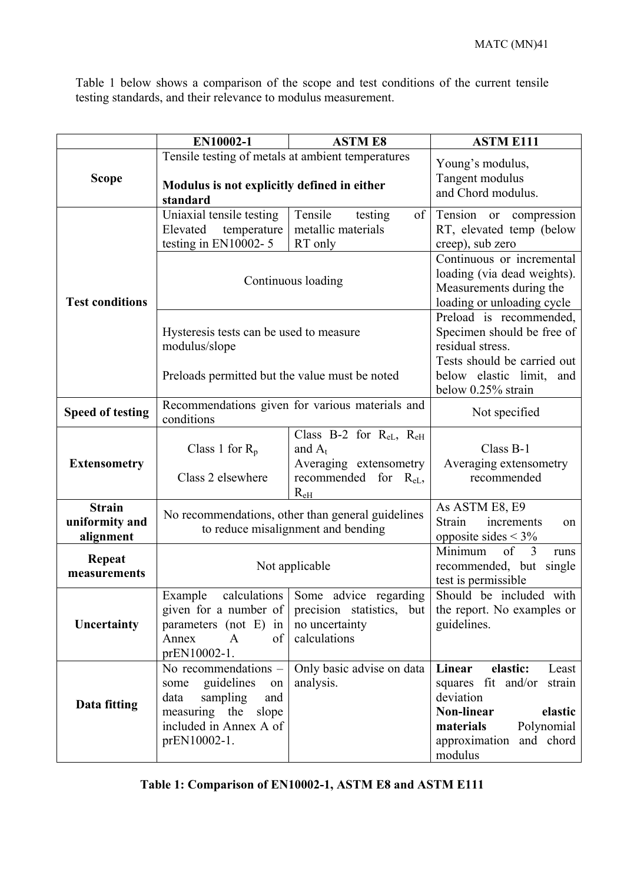Table 1 below shows a comparison of the scope and test conditions of the current tensile testing standards, and their relevance to modulus measurement.

| | EN10002-1 | ASTM E8 | ASTM E111 |
|---|---|---|---|
| **Scope** | Tensile testing of metals at ambient temperatures<br><br>**Modulus is not explicitly defined in either standard** | | Young's modulus, Tangent modulus and Chord modulus. |
| **Test conditions** | Uniaxial tensile testing Elevated temperature testing in EN10002- 5 | Tensile testing of metallic materials RT only | Tension or compression RT, elevated temp (below creep), sub zero |
| | Continuous loading | | Continuous or incremental loading (via dead weights). Measurements during the loading or unloading cycle |
| | Hysteresis tests can be used to measure modulus/slope<br><br>Preloads permitted but the value must be noted | | Preload is recommended, Specimen should be free of residual stress. Tests should be carried out below elastic limit, and below 0.25% strain |
| **Speed of testing** | Recommendations given for various materials and conditions | | Not specified |
| **Extensometry** | Class 1 for $R_p$<br><br>Class 2 elsewhere | Class B-2 for $R_{eL}$, $R_{eH}$ and $A_t$<br>Averaging extensometry recommended for $R_{eL}$, $R_{eH}$ | Class B-1<br>Averaging extensometry recommended |
| **Strain uniformity and alignment** | No recommendations, other than general guidelines to reduce misalignment and bending | | As ASTM E8, E9<br>Strain increments on opposite sides < 3% |
| **Repeat measurements** | Not applicable | | Minimum of 3 runs recommended, but single test is permissible |
| **Uncertainty** | Example calculations given for a number of parameters (not E) in Annex A of prEN10002-1. | Some advice regarding precision statistics, but no uncertainty calculations | Should be included with the report. No examples or guidelines. |
| **Data fitting** | No recommendations – some guidelines on data sampling and measuring the slope included in Annex A of prEN10002-1. | Only basic advise on data analysis. | **Linear elastic:** Least squares fit and/or strain deviation<br>**Non-linear elastic materials** Polynomial approximation and chord modulus |

**Table 1: Comparison of EN10002-1, ASTM E8 and ASTM E111**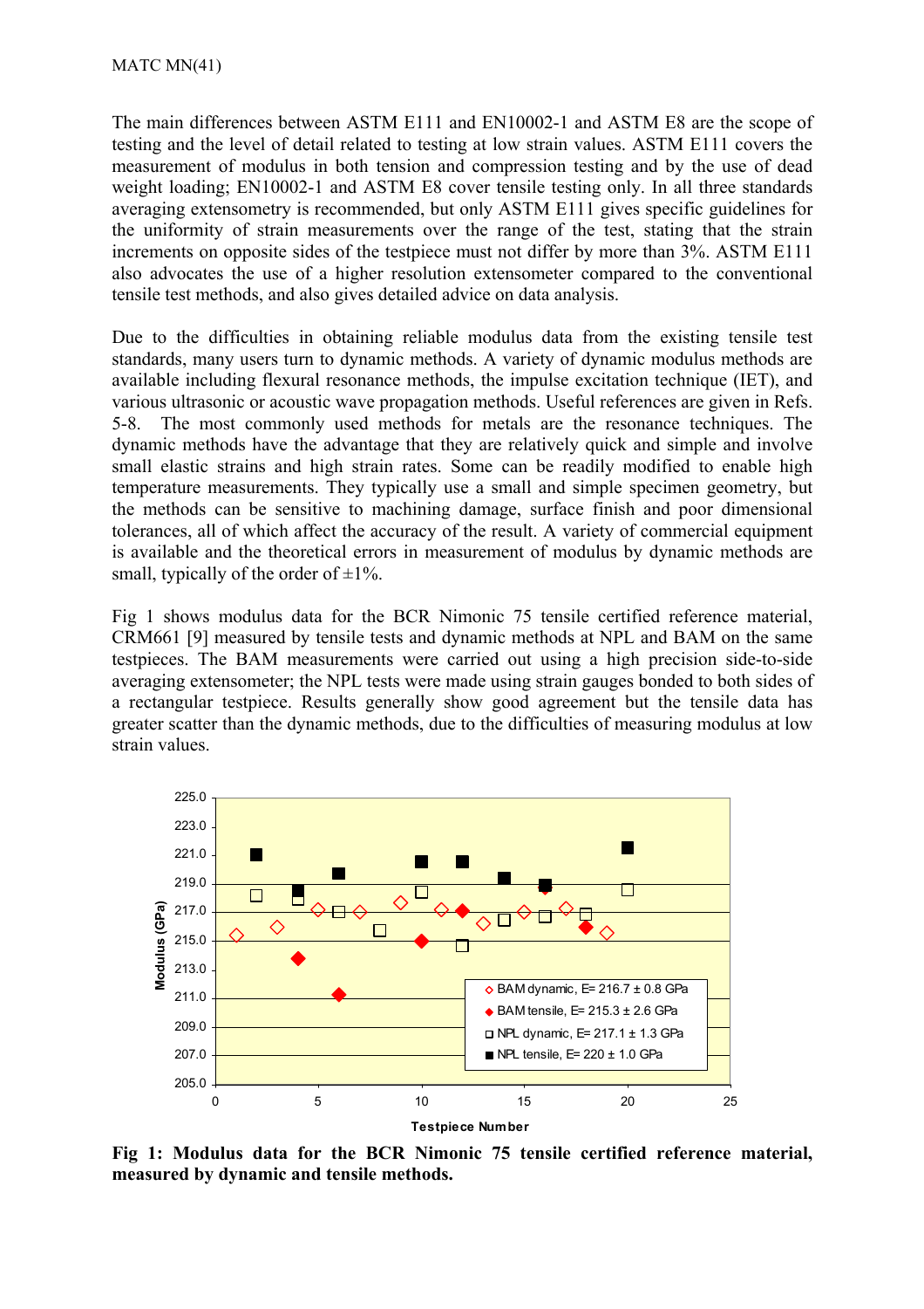The main differences between ASTM E111 and EN10002-1 and ASTM E8 are the scope of testing and the level of detail related to testing at low strain values. ASTM E111 covers the measurement of modulus in both tension and compression testing and by the use of dead weight loading; EN10002-1 and ASTM E8 cover tensile testing only. In all three standards averaging extensometry is recommended, but only ASTM E111 gives specific guidelines for the uniformity of strain measurements over the range of the test, stating that the strain increments on opposite sides of the testpiece must not differ by more than 3%. ASTM E111 also advocates the use of a higher resolution extensometer compared to the conventional tensile test methods, and also gives detailed advice on data analysis.

Due to the difficulties in obtaining reliable modulus data from the existing tensile test standards, many users turn to dynamic methods. A variety of dynamic modulus methods are available including flexural resonance methods, the impulse excitation technique (IET), and various ultrasonic or acoustic wave propagation methods. Useful references are given in Refs. 5-8. The most commonly used methods for metals are the resonance techniques. The dynamic methods have the advantage that they are relatively quick and simple and involve small elastic strains and high strain rates. Some can be readily modified to enable high temperature measurements. They typically use a small and simple specimen geometry, but the methods can be sensitive to machining damage, surface finish and poor dimensional tolerances, all of which affect the accuracy of the result. A variety of commercial equipment is available and the theoretical errors in measurement of modulus by dynamic methods are small, typically of the order of ±1%.

Fig 1 shows modulus data for the BCR Nimonic 75 tensile certified reference material, CRM661 [9] measured by tensile tests and dynamic methods at NPL and BAM on the same testpieces. The BAM measurements were carried out using a high precision side-to-side averaging extensometer; the NPL tests were made using strain gauges bonded to both sides of a rectangular testpiece. Results generally show good agreement but the tensile data has greater scatter than the dynamic methods, due to the difficulties of measuring modulus at low strain values.

**Fig 1: Modulus data for the BCR Nimonic 75 tensile certified reference material, measured by dynamic and tensile methods.**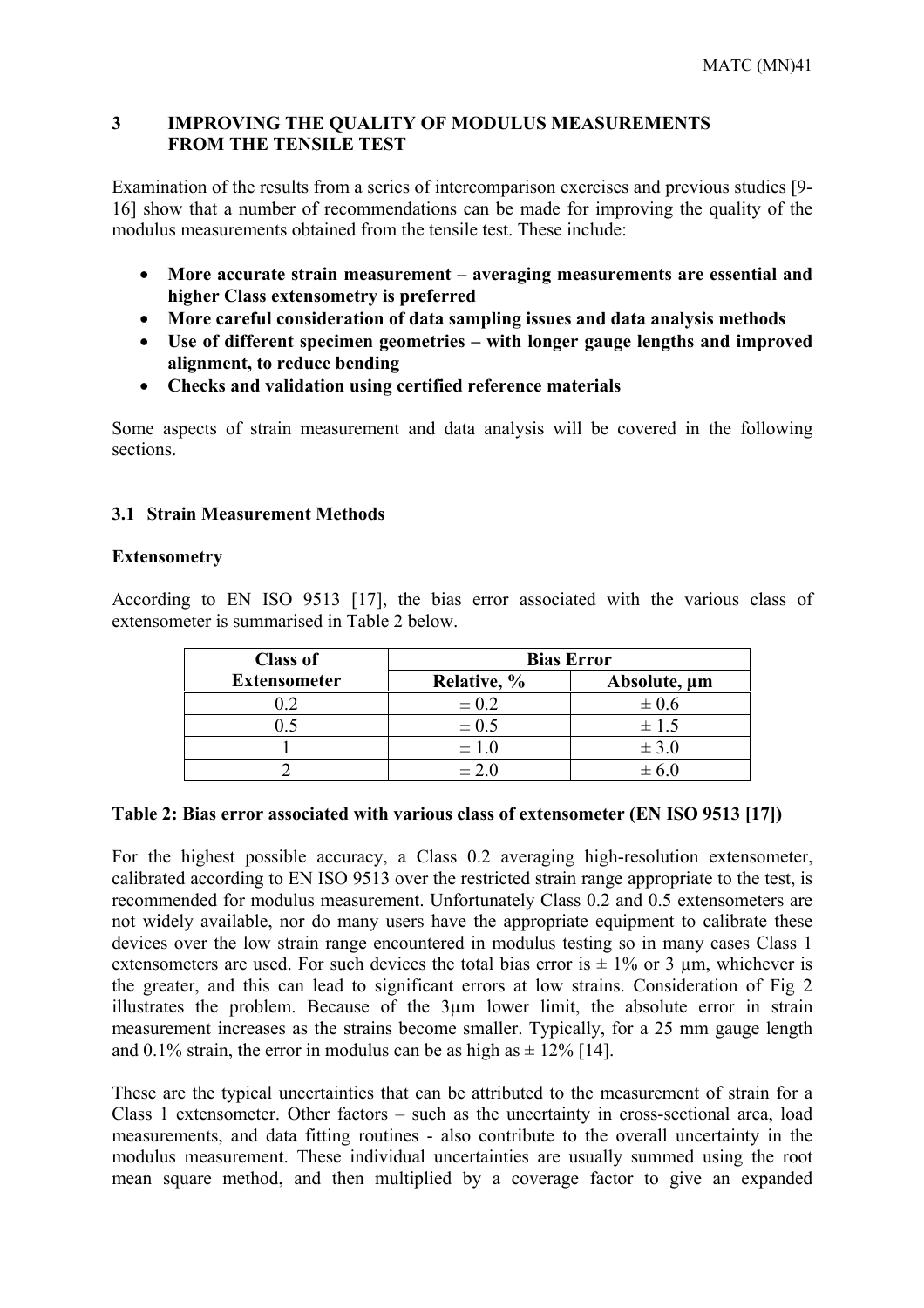## 3 IMPROVING THE QUALITY OF MODULUS MEASUREMENTS FROM THE TENSILE TEST

Examination of the results from a series of intercomparison exercises and previous studies [9-16] show that a number of recommendations can be made for improving the quality of the modulus measurements obtained from the tensile test. These include:

- **More accurate strain measurement – averaging measurements are essential and higher Class extensometry is preferred**
- **More careful consideration of data sampling issues and data analysis methods**
- **Use of different specimen geometries – with longer gauge lengths and improved alignment, to reduce bending**
- **Checks and validation using certified reference materials**

Some aspects of strain measurement and data analysis will be covered in the following sections.

### 3.1 Strain Measurement Methods

**Extensometry**

According to EN ISO 9513 [17], the bias error associated with the various class of extensometer is summarised in Table 2 below.

| Class of Extensometer | Bias Error | |
|---|---|---|
| | Relative, % | Absolute, µm |
| 0.2 | ± 0.2 | ± 0.6 |
| 0.5 | ± 0.5 | ± 1.5 |
| 1 | ± 1.0 | ± 3.0 |
| 2 | ± 2.0 | ± 6.0 |

**Table 2: Bias error associated with various class of extensometer (EN ISO 9513 [17])**

For the highest possible accuracy, a Class 0.2 averaging high-resolution extensometer, calibrated according to EN ISO 9513 over the restricted strain range appropriate to the test, is recommended for modulus measurement. Unfortunately Class 0.2 and 0.5 extensometers are not widely available, nor do many users have the appropriate equipment to calibrate these devices over the low strain range encountered in modulus testing so in many cases Class 1 extensometers are used. For such devices the total bias error is ± 1% or 3 µm, whichever is the greater, and this can lead to significant errors at low strains. Consideration of Fig 2 illustrates the problem. Because of the 3µm lower limit, the absolute error in strain measurement increases as the strains become smaller. Typically, for a 25 mm gauge length and 0.1% strain, the error in modulus can be as high as ± 12% [14].

These are the typical uncertainties that can be attributed to the measurement of strain for a Class 1 extensometer. Other factors – such as the uncertainty in cross-sectional area, load measurements, and data fitting routines - also contribute to the overall uncertainty in the modulus measurement. These individual uncertainties are usually summed using the root mean square method, and then multiplied by a coverage factor to give an expanded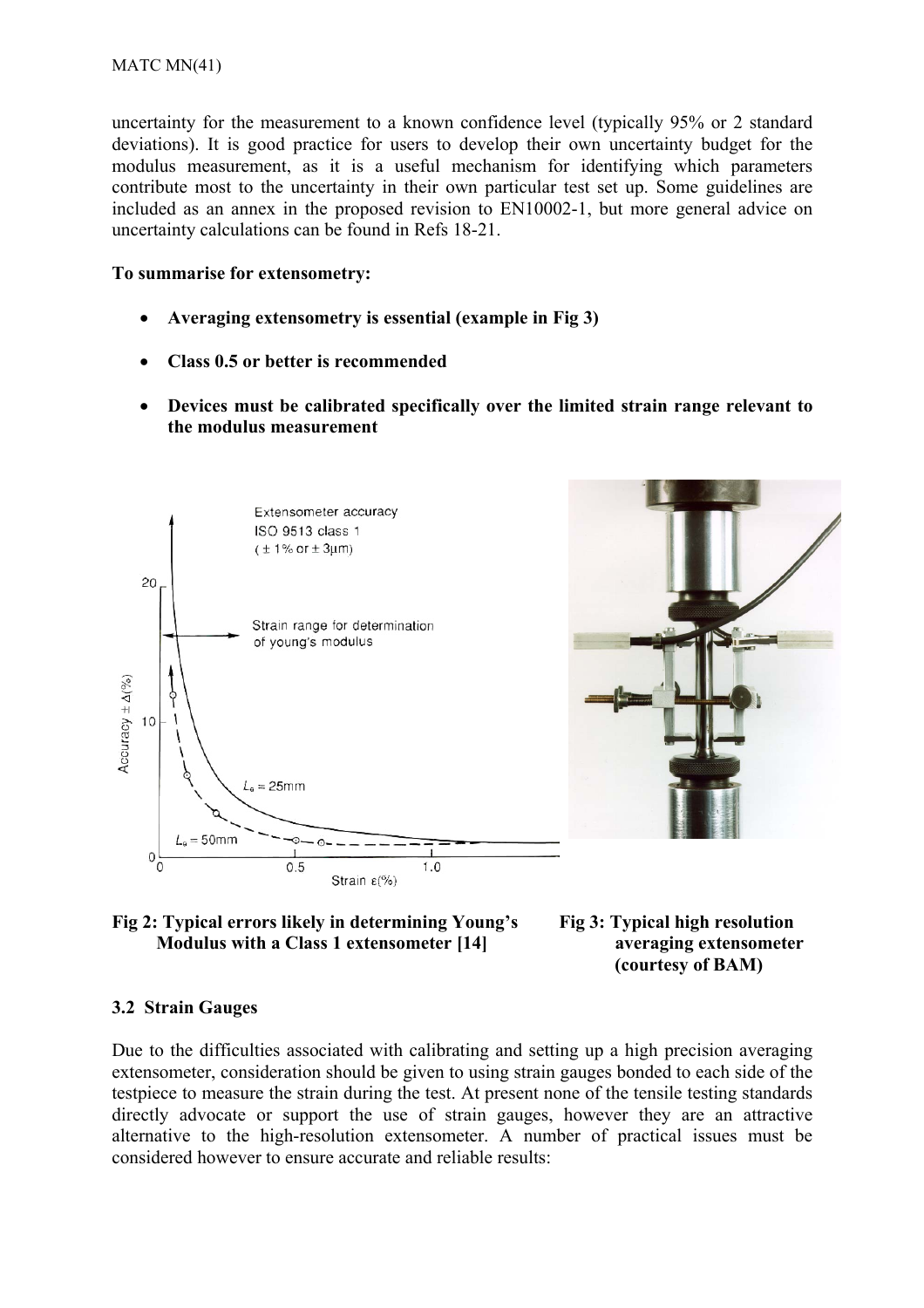uncertainty for the measurement to a known confidence level (typically 95% or 2 standard deviations). It is good practice for users to develop their own uncertainty budget for the modulus measurement, as it is a useful mechanism for identifying which parameters contribute most to the uncertainty in their own particular test set up. Some guidelines are included as an annex in the proposed revision to EN10002-1, but more general advice on uncertainty calculations can be found in Refs 18-21.

**To summarise for extensometry:**

- **Averaging extensometry is essential (example in Fig 3)**
- **Class 0.5 or better is recommended**
- **Devices must be calibrated specifically over the limited strain range relevant to the modulus measurement**

**Fig 2: Typical errors likely in determining Young's Modulus with a Class 1 extensometer [14]**

**Fig 3: Typical high resolution averaging extensometer (courtesy of BAM)**

### 3.2 Strain Gauges

Due to the difficulties associated with calibrating and setting up a high precision averaging extensometer, consideration should be given to using strain gauges bonded to each side of the testpiece to measure the strain during the test. At present none of the tensile testing standards directly advocate or support the use of strain gauges, however they are an attractive alternative to the high-resolution extensometer. A number of practical issues must be considered however to ensure accurate and reliable results: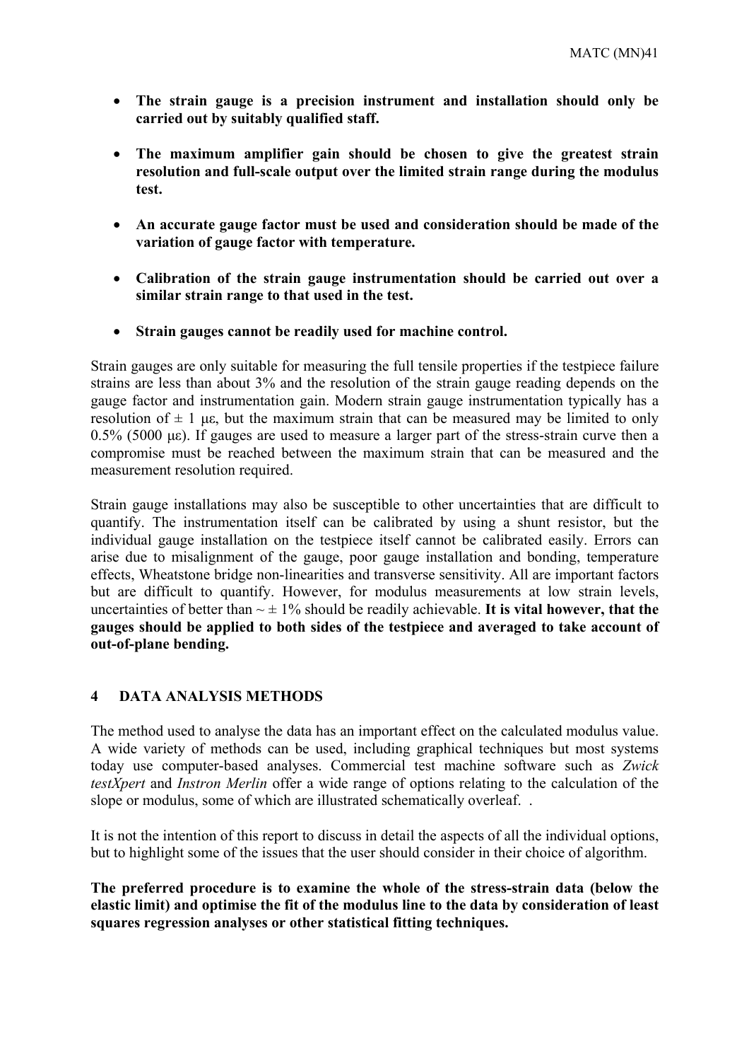- **The strain gauge is a precision instrument and installation should only be carried out by suitably qualified staff.**

- **The maximum amplifier gain should be chosen to give the greatest strain resolution and full-scale output over the limited strain range during the modulus test.**

- **An accurate gauge factor must be used and consideration should be made of the variation of gauge factor with temperature.**

- **Calibration of the strain gauge instrumentation should be carried out over a similar strain range to that used in the test.**

- **Strain gauges cannot be readily used for machine control.**

Strain gauges are only suitable for measuring the full tensile properties if the testpiece failure strains are less than about 3% and the resolution of the strain gauge reading depends on the gauge factor and instrumentation gain. Modern strain gauge instrumentation typically has a resolution of $\pm$ 1 $\mu\varepsilon$, but the maximum strain that can be measured may be limited to only 0.5% (5000 $\mu\varepsilon$). If gauges are used to measure a larger part of the stress-strain curve then a compromise must be reached between the maximum strain that can be measured and the measurement resolution required.

Strain gauge installations may also be susceptible to other uncertainties that are difficult to quantify. The instrumentation itself can be calibrated by using a shunt resistor, but the individual gauge installation on the testpiece itself cannot be calibrated easily. Errors can arise due to misalignment of the gauge, poor gauge installation and bonding, temperature effects, Wheatstone bridge non-linearities and transverse sensitivity. All are important factors but are difficult to quantify. However, for modulus measurements at low strain levels, uncertainties of better than $\sim \pm$ 1% should be readily achievable. **It is vital however, that the gauges should be applied to both sides of the testpiece and averaged to take account of out-of-plane bending.**

## 4 DATA ANALYSIS METHODS

The method used to analyse the data has an important effect on the calculated modulus value. A wide variety of methods can be used, including graphical techniques but most systems today use computer-based analyses. Commercial test machine software such as *Zwick testXpert* and *Instron Merlin* offer a wide range of options relating to the calculation of the slope or modulus, some of which are illustrated schematically overleaf. .

It is not the intention of this report to discuss in detail the aspects of all the individual options, but to highlight some of the issues that the user should consider in their choice of algorithm.

**The preferred procedure is to examine the whole of the stress-strain data (below the elastic limit) and optimise the fit of the modulus line to the data by consideration of least squares regression analyses or other statistical fitting techniques.**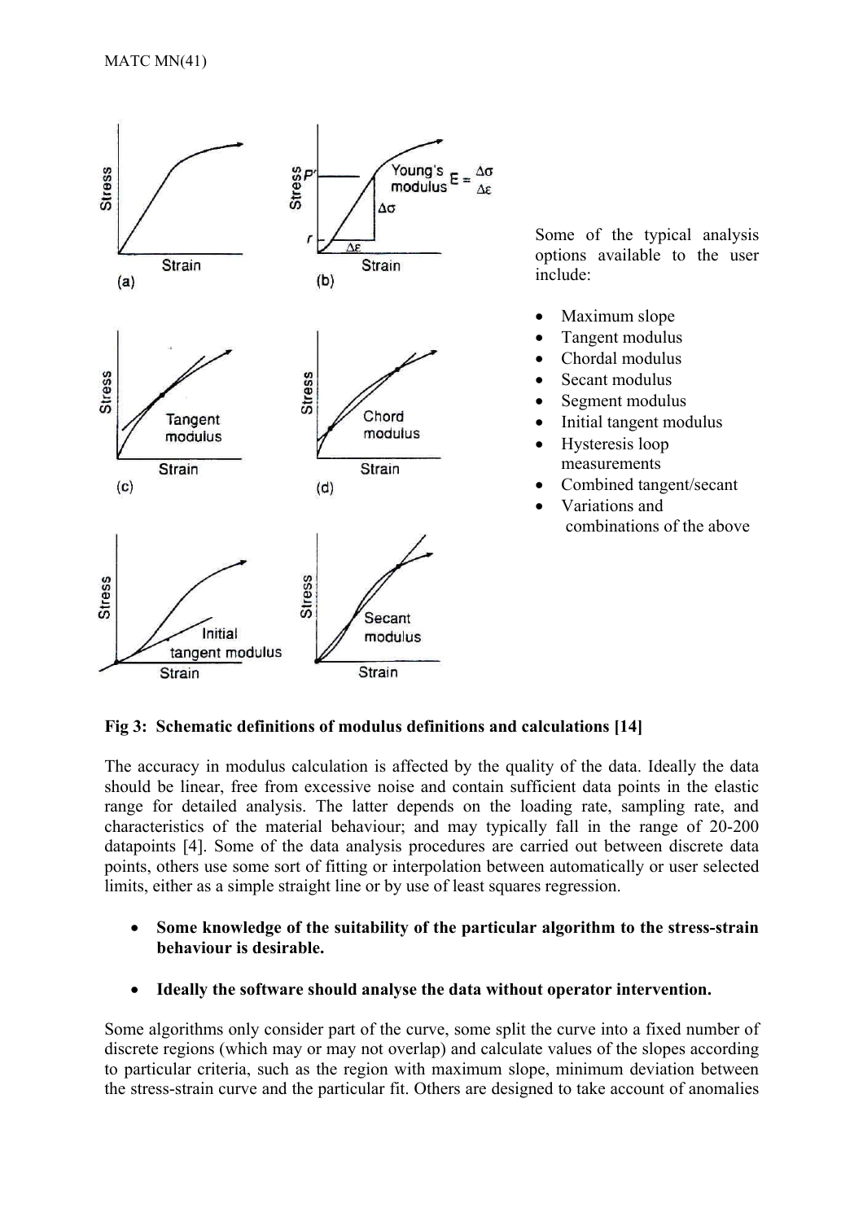Some of the typical analysis options available to the user include:

- Maximum slope
- Tangent modulus
- Chordal modulus
- Secant modulus
- Segment modulus
- Initial tangent modulus
- Hysteresis loop measurements
- Combined tangent/secant
- Variations and combinations of the above

**Fig 3: Schematic definitions of modulus definitions and calculations [14]**

The accuracy in modulus calculation is affected by the quality of the data. Ideally the data should be linear, free from excessive noise and contain sufficient data points in the elastic range for detailed analysis. The latter depends on the loading rate, sampling rate, and characteristics of the material behaviour; and may typically fall in the range of 20-200 datapoints [4]. Some of the data analysis procedures are carried out between discrete data points, others use some sort of fitting or interpolation between automatically or user selected limits, either as a simple straight line or by use of least squares regression.

- **Some knowledge of the suitability of the particular algorithm to the stress-strain behaviour is desirable.**

- **Ideally the software should analyse the data without operator intervention.**

Some algorithms only consider part of the curve, some split the curve into a fixed number of discrete regions (which may or may not overlap) and calculate values of the slopes according to particular criteria, such as the region with maximum slope, minimum deviation between the stress-strain curve and the particular fit. Others are designed to take account of anomalies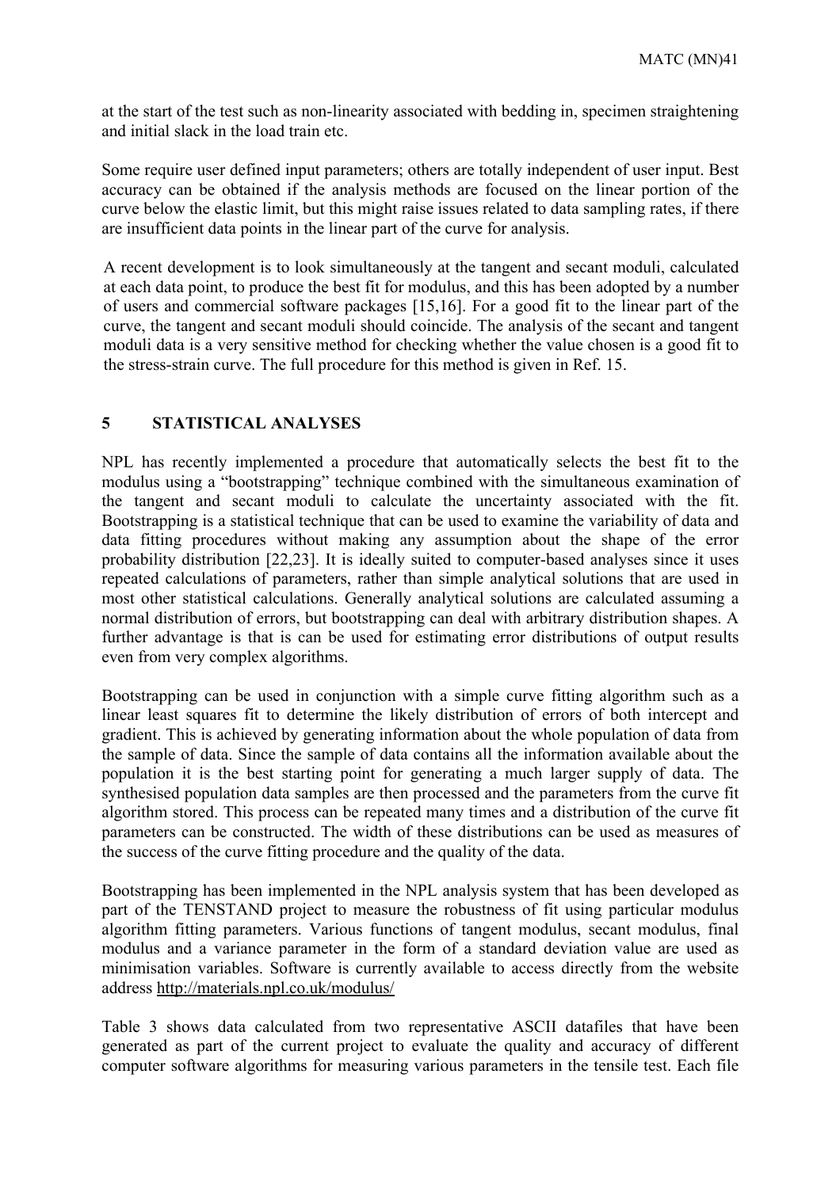at the start of the test such as non-linearity associated with bedding in, specimen straightening and initial slack in the load train etc.

Some require user defined input parameters; others are totally independent of user input. Best accuracy can be obtained if the analysis methods are focused on the linear portion of the curve below the elastic limit, but this might raise issues related to data sampling rates, if there are insufficient data points in the linear part of the curve for analysis.

A recent development is to look simultaneously at the tangent and secant moduli, calculated at each data point, to produce the best fit for modulus, and this has been adopted by a number of users and commercial software packages [15,16]. For a good fit to the linear part of the curve, the tangent and secant moduli should coincide. The analysis of the secant and tangent moduli data is a very sensitive method for checking whether the value chosen is a good fit to the stress-strain curve. The full procedure for this method is given in Ref. 15.

## 5 STATISTICAL ANALYSES

NPL has recently implemented a procedure that automatically selects the best fit to the modulus using a "bootstrapping" technique combined with the simultaneous examination of the tangent and secant moduli to calculate the uncertainty associated with the fit. Bootstrapping is a statistical technique that can be used to examine the variability of data and data fitting procedures without making any assumption about the shape of the error probability distribution [22,23]. It is ideally suited to computer-based analyses since it uses repeated calculations of parameters, rather than simple analytical solutions that are used in most other statistical calculations. Generally analytical solutions are calculated assuming a normal distribution of errors, but bootstrapping can deal with arbitrary distribution shapes. A further advantage is that is can be used for estimating error distributions of output results even from very complex algorithms.

Bootstrapping can be used in conjunction with a simple curve fitting algorithm such as a linear least squares fit to determine the likely distribution of errors of both intercept and gradient. This is achieved by generating information about the whole population of data from the sample of data. Since the sample of data contains all the information available about the population it is the best starting point for generating a much larger supply of data. The synthesised population data samples are then processed and the parameters from the curve fit algorithm stored. This process can be repeated many times and a distribution of the curve fit parameters can be constructed. The width of these distributions can be used as measures of the success of the curve fitting procedure and the quality of the data.

Bootstrapping has been implemented in the NPL analysis system that has been developed as part of the TENSTAND project to measure the robustness of fit using particular modulus algorithm fitting parameters. Various functions of tangent modulus, secant modulus, final modulus and a variance parameter in the form of a standard deviation value are used as minimisation variables. Software is currently available to access directly from the website address http://materials.npl.co.uk/modulus/

Table 3 shows data calculated from two representative ASCII datafiles that have been generated as part of the current project to evaluate the quality and accuracy of different computer software algorithms for measuring various parameters in the tensile test. Each file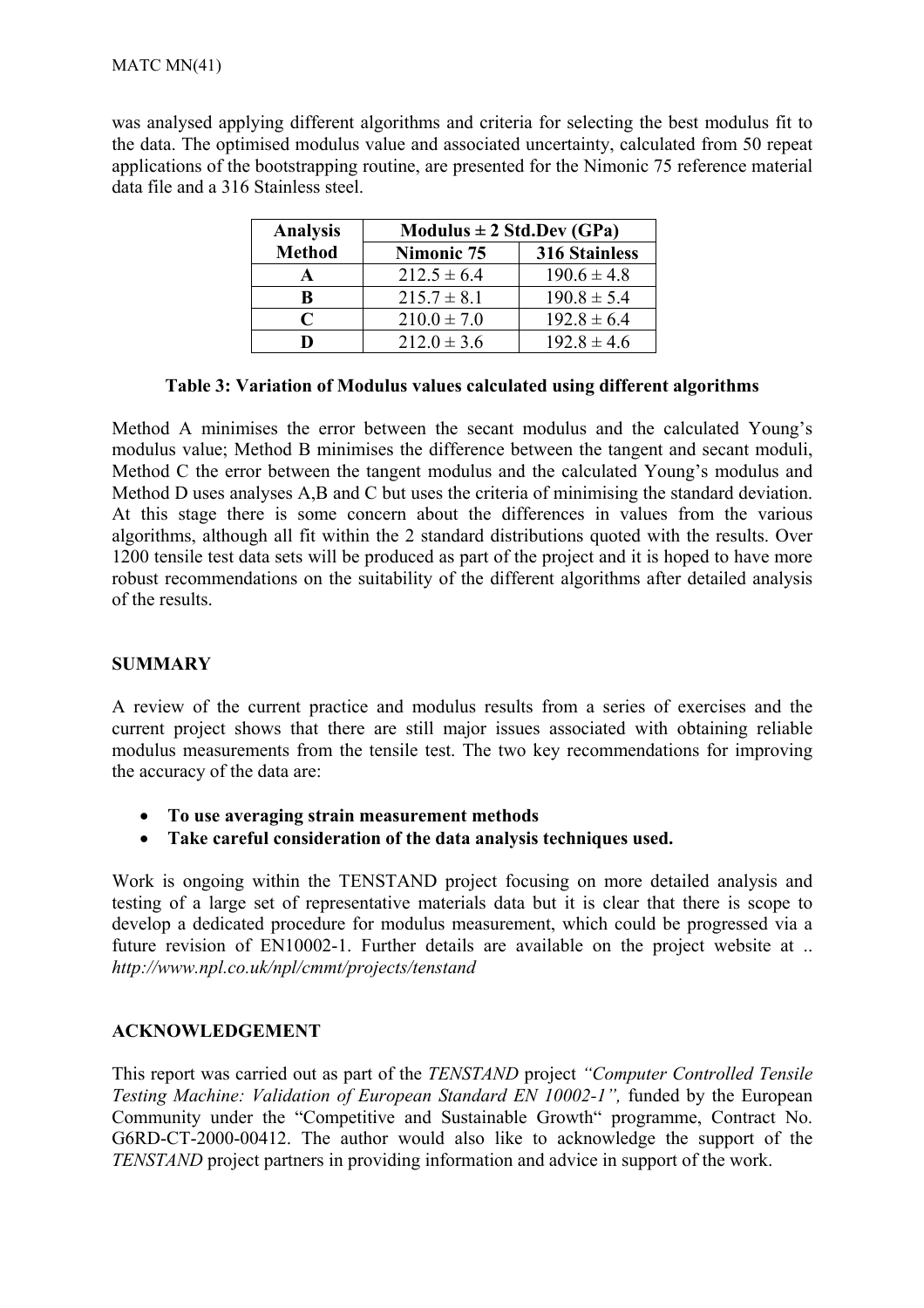was analysed applying different algorithms and criteria for selecting the best modulus fit to the data. The optimised modulus value and associated uncertainty, calculated from 50 repeat applications of the bootstrapping routine, are presented for the Nimonic 75 reference material data file and a 316 Stainless steel.

| Analysis Method | Modulus ± 2 Std.Dev (GPa) | |
|---|---|---|
| | Nimonic 75 | 316 Stainless |
| A | 212.5 ± 6.4 | 190.6 ± 4.8 |
| B | 215.7 ± 8.1 | 190.8 ± 5.4 |
| C | 210.0 ± 7.0 | 192.8 ± 6.4 |
| D | 212.0 ± 3.6 | 192.8 ± 4.6 |

**Table 3: Variation of Modulus values calculated using different algorithms**

Method A minimises the error between the secant modulus and the calculated Young's modulus value; Method B minimises the difference between the tangent and secant moduli, Method C the error between the tangent modulus and the calculated Young's modulus and Method D uses analyses A,B and C but uses the criteria of minimising the standard deviation. At this stage there is some concern about the differences in values from the various algorithms, although all fit within the 2 standard distributions quoted with the results. Over 1200 tensile test data sets will be produced as part of the project and it is hoped to have more robust recommendations on the suitability of the different algorithms after detailed analysis of the results.

## SUMMARY

A review of the current practice and modulus results from a series of exercises and the current project shows that there are still major issues associated with obtaining reliable modulus measurements from the tensile test. The two key recommendations for improving the accuracy of the data are:

- **To use averaging strain measurement methods**
- **Take careful consideration of the data analysis techniques used.**

Work is ongoing within the TENSTAND project focusing on more detailed analysis and testing of a large set of representative materials data but it is clear that there is scope to develop a dedicated procedure for modulus measurement, which could be progressed via a future revision of EN10002-1. Further details are available on the project website at .. *http://www.npl.co.uk/npl/cmmt/projects/tenstand*

## ACKNOWLEDGEMENT

This report was carried out as part of the *TENSTAND* project *"Computer Controlled Tensile Testing Machine: Validation of European Standard EN 10002-1",* funded by the European Community under the "Competitive and Sustainable Growth" programme, Contract No. G6RD-CT-2000-00412. The author would also like to acknowledge the support of the *TENSTAND* project partners in providing information and advice in support of the work.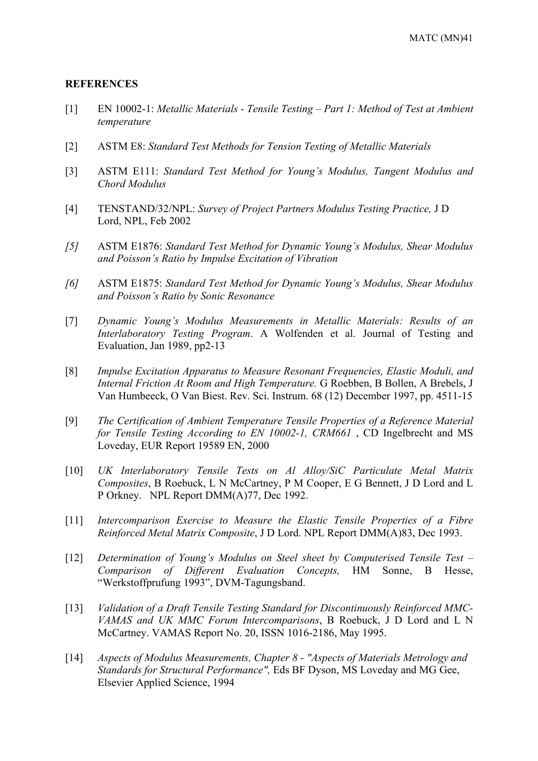**REFERENCES**

[1] EN 10002-1: *Metallic Materials - Tensile Testing – Part 1: Method of Test at Ambient temperature*

[2] ASTM E8: *Standard Test Methods for Tension Testing of Metallic Materials*

[3] ASTM E111: *Standard Test Method for Young's Modulus, Tangent Modulus and Chord Modulus*

[4] TENSTAND/32/NPL: *Survey of Project Partners Modulus Testing Practice,* J D Lord, NPL, Feb 2002

*[5]* ASTM E1876: *Standard Test Method for Dynamic Young's Modulus, Shear Modulus and Poisson's Ratio by Impulse Excitation of Vibration*

*[6]* ASTM E1875: *Standard Test Method for Dynamic Young's Modulus, Shear Modulus and Poisson's Ratio by Sonic Resonance*

[7] *Dynamic Young's Modulus Measurements in Metallic Materials: Results of an Interlaboratory Testing Program*. A Wolfenden et al. Journal of Testing and Evaluation, Jan 1989, pp2-13

[8] *Impulse Excitation Apparatus to Measure Resonant Frequencies, Elastic Moduli, and Internal Friction At Room and High Temperature.* G Roebben, B Bollen, A Brebels, J Van Humbeeck, O Van Biest. Rev. Sci. Instrum. 68 (12) December 1997, pp. 4511-15

[9] *The Certification of Ambient Temperature Tensile Properties of a Reference Material for Tensile Testing According to EN 10002-1, CRM661* , CD Ingelbrecht and MS Loveday, EUR Report 19589 EN, 2000

[10] *UK Interlaboratory Tensile Tests on Al Alloy/SiC Particulate Metal Matrix Composites*, B Roebuck, L N McCartney, P M Cooper, E G Bennett, J D Lord and L P Orkney. NPL Report DMM(A)77, Dec 1992.

[11] *Intercomparison Exercise to Measure the Elastic Tensile Properties of a Fibre Reinforced Metal Matrix Composite*, J D Lord. NPL Report DMM(A)83, Dec 1993.

[12] *Determination of Young's Modulus on Steel sheet by Computerised Tensile Test – Comparison of Different Evaluation Concepts,* HM Sonne, B Hesse, "Werkstoffprufung 1993", DVM-Tagungsband.

[13] *Validation of a Draft Tensile Testing Standard for Discontinuously Reinforced MMC-VAMAS and UK MMC Forum Intercomparisons*, B Roebuck, J D Lord and L N McCartney. VAMAS Report No. 20, ISSN 1016-2186, May 1995.

[14] *Aspects of Modulus Measurements, Chapter 8 - "Aspects of Materials Metrology and Standards for Structural Performance",* Eds BF Dyson, MS Loveday and MG Gee, Elsevier Applied Science, 1994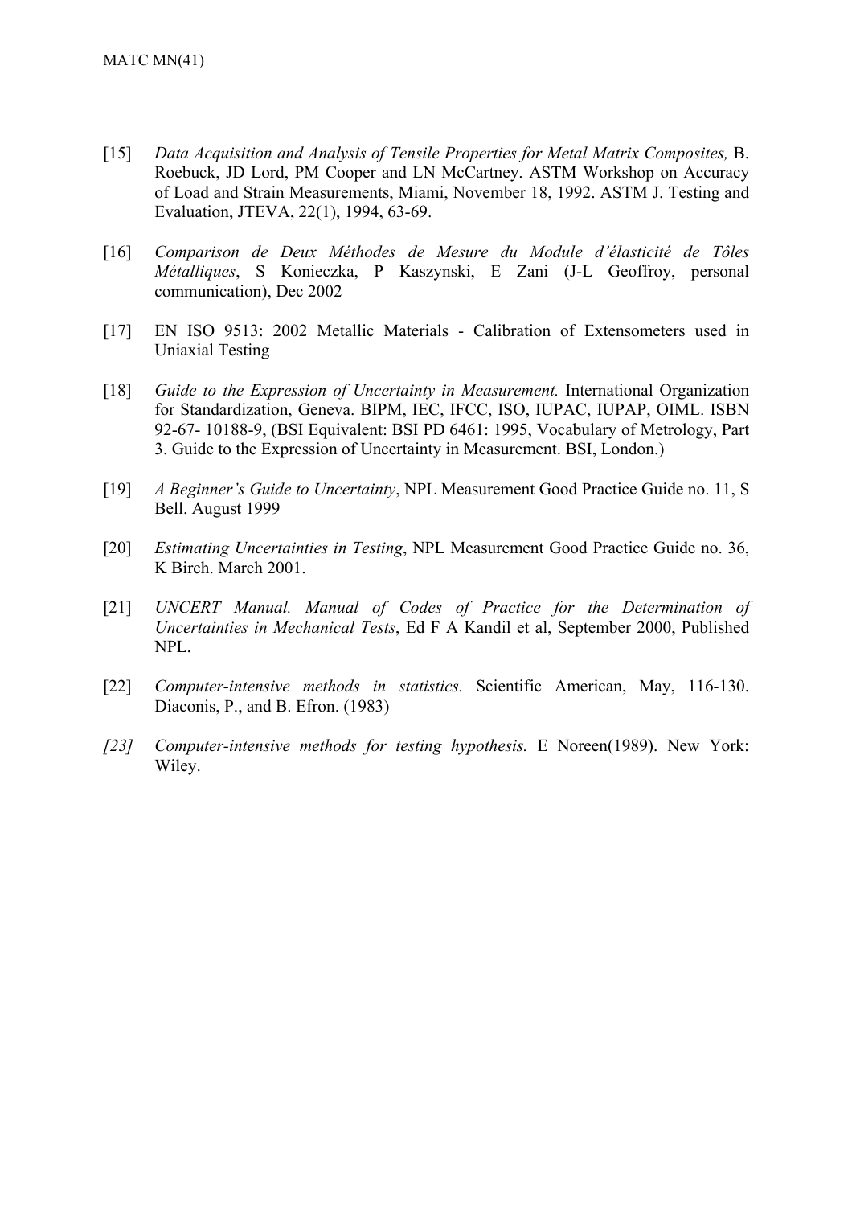[15] *Data Acquisition and Analysis of Tensile Properties for Metal Matrix Composites,* B. Roebuck, JD Lord, PM Cooper and LN McCartney. ASTM Workshop on Accuracy of Load and Strain Measurements, Miami, November 18, 1992. ASTM J. Testing and Evaluation, JTEVA, 22(1), 1994, 63-69.

[16] *Comparison de Deux Méthodes de Mesure du Module d'élasticité de Tôles Métalliques*, S Konieczka, P Kaszynski, E Zani (J-L Geoffroy, personal communication), Dec 2002

[17] EN ISO 9513: 2002 Metallic Materials - Calibration of Extensometers used in Uniaxial Testing

[18] *Guide to the Expression of Uncertainty in Measurement.* International Organization for Standardization, Geneva. BIPM, IEC, IFCC, ISO, IUPAC, IUPAP, OIML. ISBN 92-67- 10188-9, (BSI Equivalent: BSI PD 6461: 1995, Vocabulary of Metrology, Part 3. Guide to the Expression of Uncertainty in Measurement. BSI, London.)

[19] *A Beginner's Guide to Uncertainty*, NPL Measurement Good Practice Guide no. 11, S Bell. August 1999

[20] *Estimating Uncertainties in Testing*, NPL Measurement Good Practice Guide no. 36, K Birch. March 2001.

[21] *UNCERT Manual. Manual of Codes of Practice for the Determination of Uncertainties in Mechanical Tests*, Ed F A Kandil et al, September 2000, Published NPL.

[22] *Computer-intensive methods in statistics.* Scientific American, May, 116-130. Diaconis, P., and B. Efron. (1983)

*[23]* *Computer-intensive methods for testing hypothesis.* E Noreen(1989). New York: Wiley.